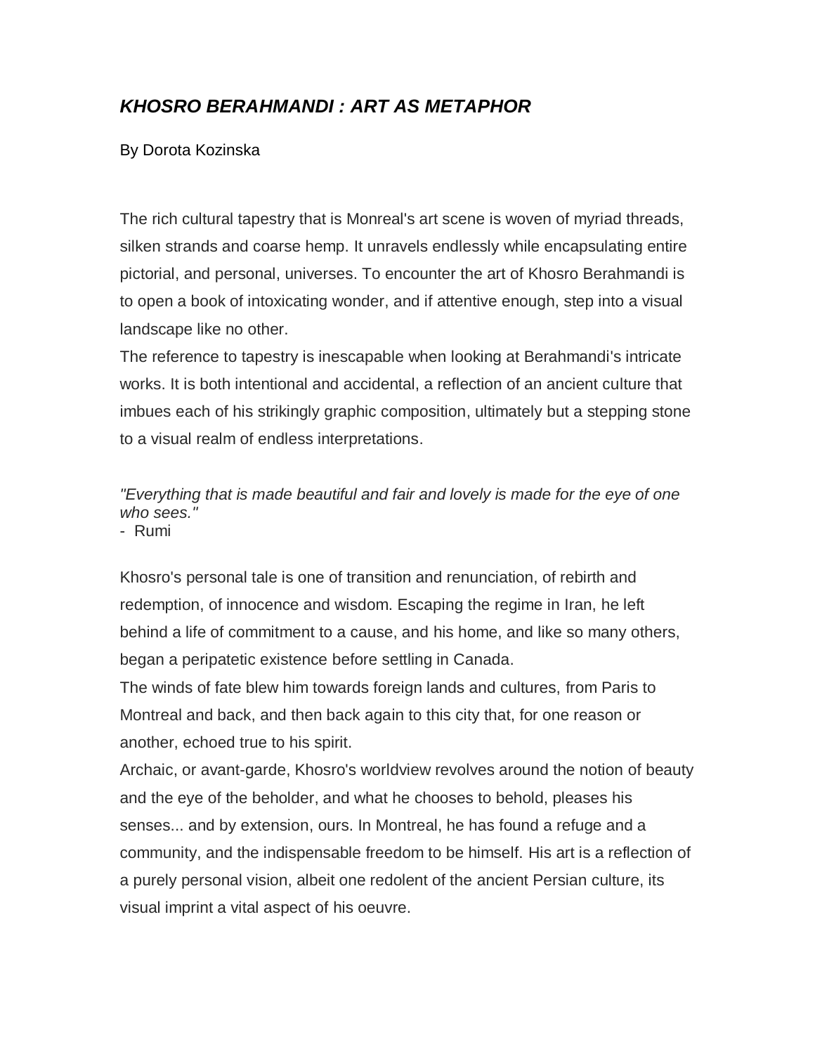# *KHOSRO BERAHMANDI : ART AS METAPHOR*

By Dorota Kozinska

The rich cultural tapestry that is Monreal's art scene is woven of myriad threads, silken strands and coarse hemp. It unravels endlessly while encapsulating entire pictorial, and personal, universes. To encounter the art of Khosro Berahmandi is to open a book of intoxicating wonder, and if attentive enough, step into a visual landscape like no other.

The reference to tapestry is inescapable when looking at Berahmandi's intricate works. It is both intentional and accidental, a reflection of an ancient culture that imbues each of his strikingly graphic composition, ultimately but a stepping stone to a visual realm of endless interpretations.

*"Everything that is made beautiful and fair and lovely is made for the eye of one who sees."*
\- Rumi

Khosro's personal tale is one of transition and renunciation, of rebirth and redemption, of innocence and wisdom. Escaping the regime in Iran, he left behind a life of commitment to a cause, and his home, and like so many others, began a peripatetic existence before settling in Canada.

The winds of fate blew him towards foreign lands and cultures, from Paris to Montreal and back, and then back again to this city that, for one reason or another, echoed true to his spirit.

Archaic, or avant-garde, Khosro's worldview revolves around the notion of beauty and the eye of the beholder, and what he chooses to behold, pleases his senses... and by extension, ours. In Montreal, he has found a refuge and a community, and the indispensable freedom to be himself. His art is a reflection of a purely personal vision, albeit one redolent of the ancient Persian culture, its visual imprint a vital aspect of his oeuvre.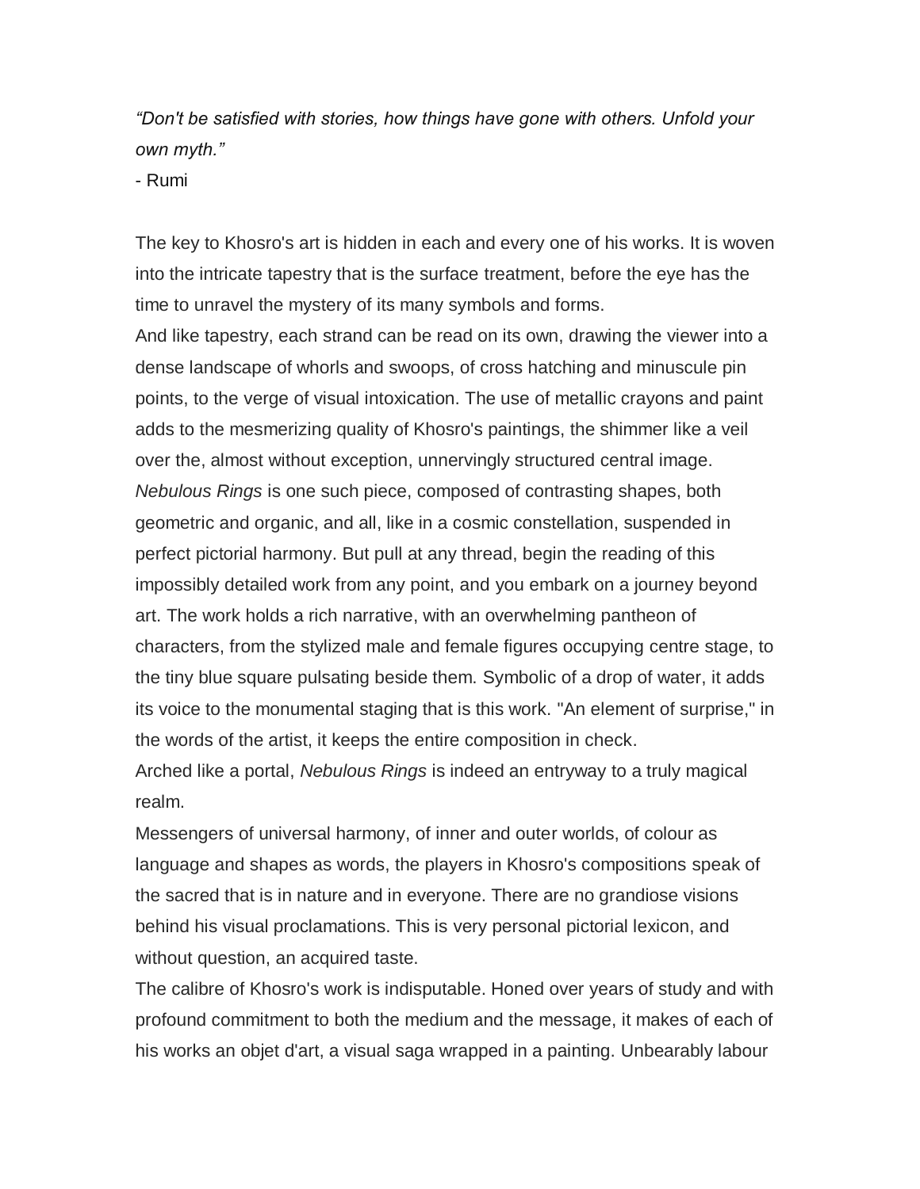*"Don't be satisfied with stories, how things have gone with others. Unfold your own myth."*
- Rumi

The key to Khosro's art is hidden in each and every one of his works. It is woven into the intricate tapestry that is the surface treatment, before the eye has the time to unravel the mystery of its many symbols and forms.

And like tapestry, each strand can be read on its own, drawing the viewer into a dense landscape of whorls and swoops, of cross hatching and minuscule pin points, to the verge of visual intoxication. The use of metallic crayons and paint adds to the mesmerizing quality of Khosro's paintings, the shimmer like a veil over the, almost without exception, unnervingly structured central image.

*Nebulous Rings* is one such piece, composed of contrasting shapes, both geometric and organic, and all, like in a cosmic constellation, suspended in perfect pictorial harmony. But pull at any thread, begin the reading of this impossibly detailed work from any point, and you embark on a journey beyond art. The work holds a rich narrative, with an overwhelming pantheon of characters, from the stylized male and female figures occupying centre stage, to the tiny blue square pulsating beside them. Symbolic of a drop of water, it adds its voice to the monumental staging that is this work. "An element of surprise," in the words of the artist, it keeps the entire composition in check.

Arched like a portal, *Nebulous Rings* is indeed an entryway to a truly magical realm.

Messengers of universal harmony, of inner and outer worlds, of colour as language and shapes as words, the players in Khosro's compositions speak of the sacred that is in nature and in everyone. There are no grandiose visions behind his visual proclamations. This is very personal pictorial lexicon, and without question, an acquired taste.

The calibre of Khosro's work is indisputable. Honed over years of study and with profound commitment to both the medium and the message, it makes of each of his works an objet d'art, a visual saga wrapped in a painting. Unbearably labour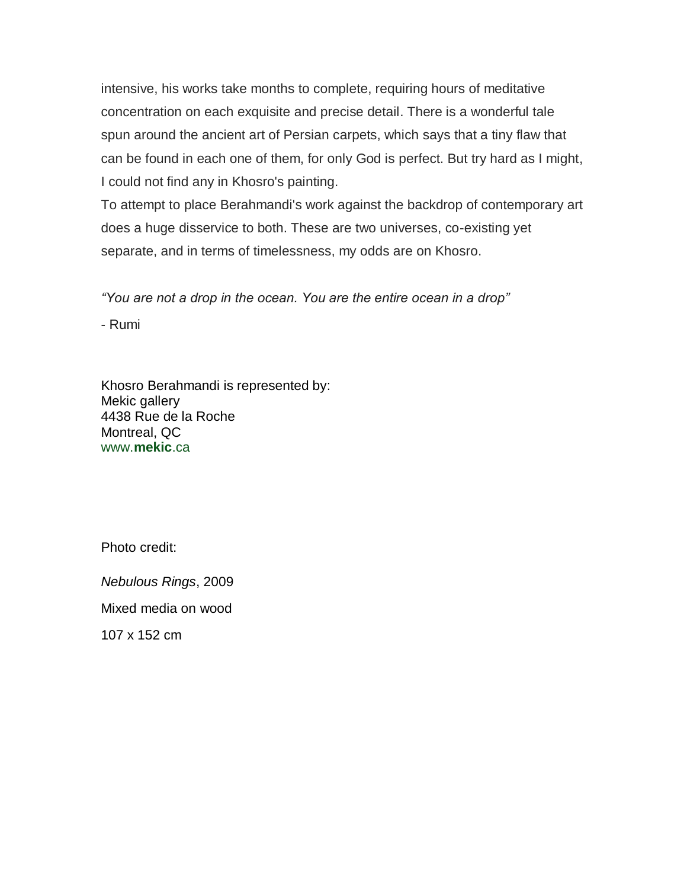intensive, his works take months to complete, requiring hours of meditative concentration on each exquisite and precise detail. There is a wonderful tale spun around the ancient art of Persian carpets, which says that a tiny flaw that can be found in each one of them, for only God is perfect. But try hard as I might, I could not find any in Khosro's painting.

To attempt to place Berahmandi's work against the backdrop of contemporary art does a huge disservice to both. These are two universes, co-existing yet separate, and in terms of timelessness, my odds are on Khosro.

*"You are not a drop in the ocean. You are the entire ocean in a drop"*

\- Rumi

Khosro Berahmandi is represented by:
Mekic gallery
4438 Rue de la Roche
Montreal, QC
www.**mekic**.ca

Photo credit:

*Nebulous Rings*, 2009

Mixed media on wood

107 x 152 cm